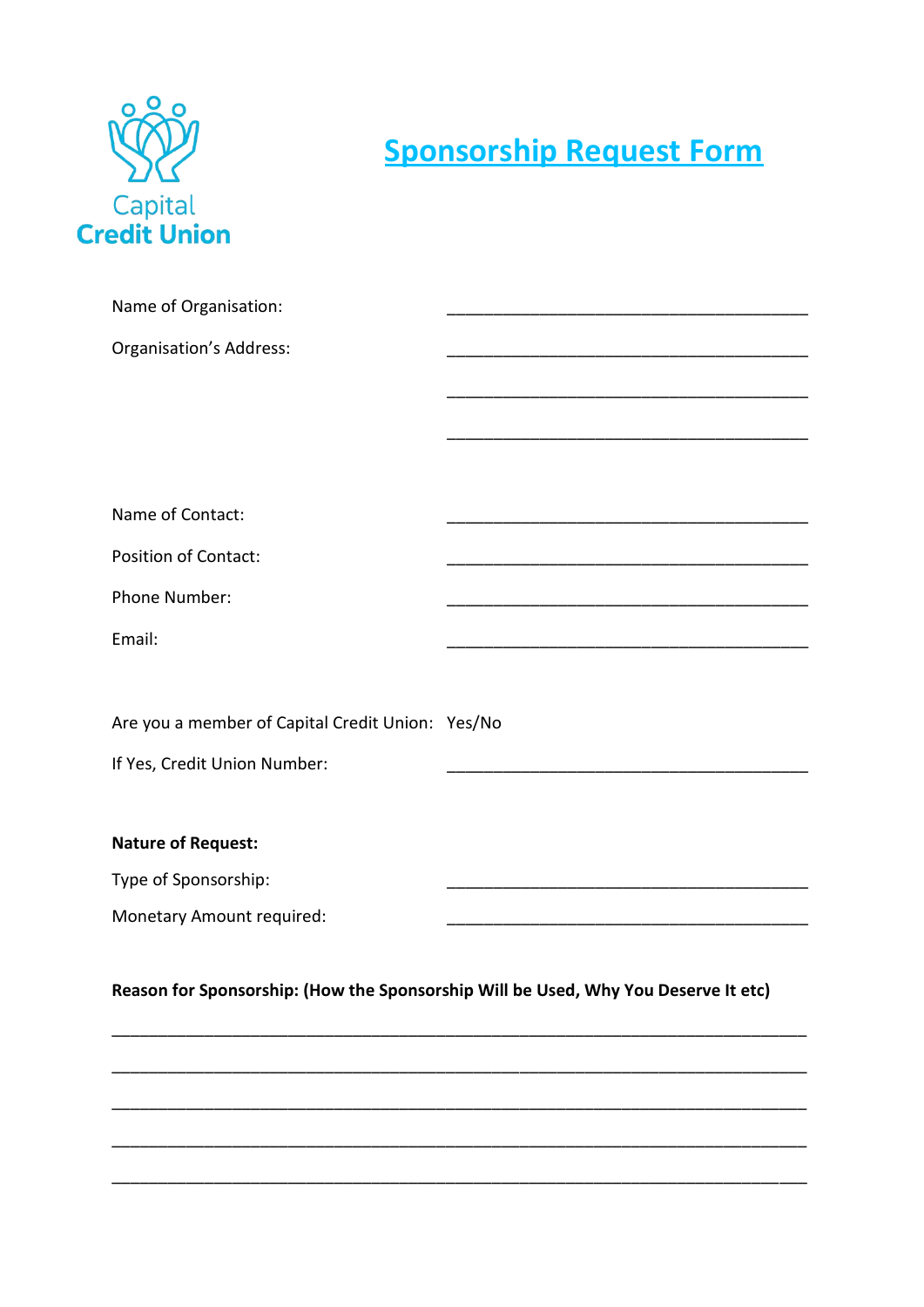Capital
Credit Union

# Sponsorship Request Form

Name of Organisation: ________________________________________

Organisation's Address: ________________________________________

________________________________________

________________________________________

Name of Contact: ________________________________________

Position of Contact: ________________________________________

Phone Number: ________________________________________

Email: ________________________________________

Are you a member of Capital Credit Union: Yes/No

If Yes, Credit Union Number: ________________________________________

**Nature of Request:**

Type of Sponsorship: ________________________________________

Monetary Amount required: ________________________________________

**Reason for Sponsorship: (How the Sponsorship Will be Used, Why You Deserve It etc)**

____________________________________________________________________________

____________________________________________________________________________

____________________________________________________________________________

____________________________________________________________________________

____________________________________________________________________________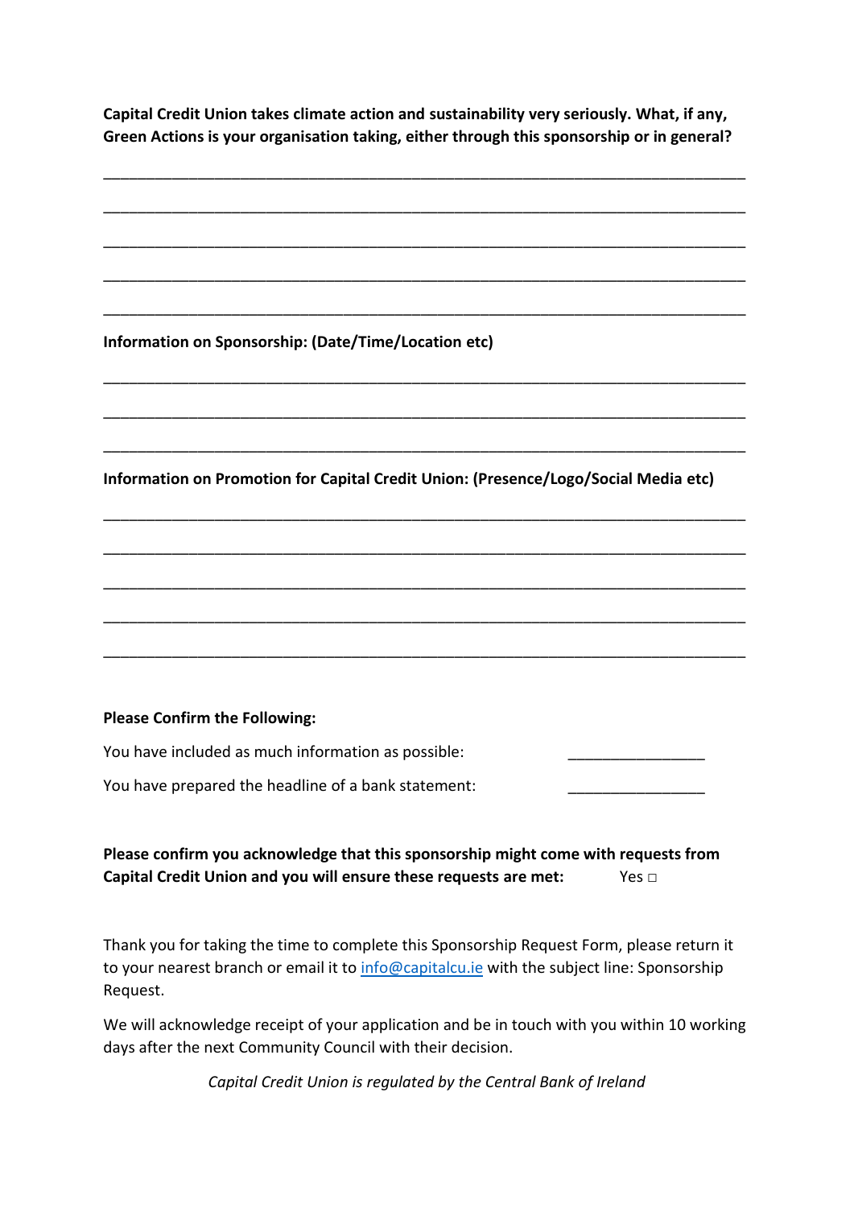**Capital Credit Union takes climate action and sustainability very seriously. What, if any, Green Actions is your organisation taking, either through this sponsorship or in general?**

___________________________________________________________________________

___________________________________________________________________________

___________________________________________________________________________

___________________________________________________________________________

___________________________________________________________________________

**Information on Sponsorship: (Date/Time/Location etc)**

___________________________________________________________________________

___________________________________________________________________________

___________________________________________________________________________

**Information on Promotion for Capital Credit Union: (Presence/Logo/Social Media etc)**

___________________________________________________________________________

___________________________________________________________________________

___________________________________________________________________________

___________________________________________________________________________

___________________________________________________________________________

**Please Confirm the Following:**

You have included as much information as possible: ________________

You have prepared the headline of a bank statement: ________________

**Please confirm you acknowledge that this sponsorship might come with requests from Capital Credit Union and you will ensure these requests are met:** Yes □

Thank you for taking the time to complete this Sponsorship Request Form, please return it to your nearest branch or email it to info@capitalcu.ie with the subject line: Sponsorship Request.

We will acknowledge receipt of your application and be in touch with you within 10 working days after the next Community Council with their decision.

*Capital Credit Union is regulated by the Central Bank of Ireland*